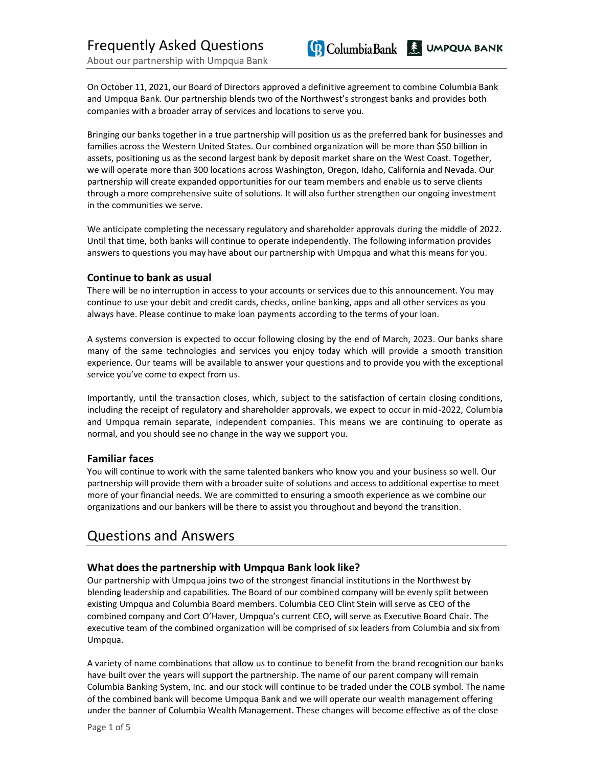# Frequently Asked Questions

About our partnership with Umpqua Bank

On October 11, 2021, our Board of Directors approved a definitive agreement to combine Columbia Bank and Umpqua Bank. Our partnership blends two of the Northwest's strongest banks and provides both companies with a broader array of services and locations to serve you.

Bringing our banks together in a true partnership will position us as the preferred bank for businesses and families across the Western United States. Our combined organization will be more than $50 billion in assets, positioning us as the second largest bank by deposit market share on the West Coast. Together, we will operate more than 300 locations across Washington, Oregon, Idaho, California and Nevada. Our partnership will create expanded opportunities for our team members and enable us to serve clients through a more comprehensive suite of solutions. It will also further strengthen our ongoing investment in the communities we serve.

We anticipate completing the necessary regulatory and shareholder approvals during the middle of 2022. Until that time, both banks will continue to operate independently. The following information provides answers to questions you may have about our partnership with Umpqua and what this means for you.

### Continue to bank as usual

There will be no interruption in access to your accounts or services due to this announcement. You may continue to use your debit and credit cards, checks, online banking, apps and all other services as you always have. Please continue to make loan payments according to the terms of your loan.

A systems conversion is expected to occur following closing by the end of March, 2023. Our banks share many of the same technologies and services you enjoy today which will provide a smooth transition experience. Our teams will be available to answer your questions and to provide you with the exceptional service you've come to expect from us.

Importantly, until the transaction closes, which, subject to the satisfaction of certain closing conditions, including the receipt of regulatory and shareholder approvals, we expect to occur in mid-2022, Columbia and Umpqua remain separate, independent companies. This means we are continuing to operate as normal, and you should see no change in the way we support you.

### Familiar faces

You will continue to work with the same talented bankers who know you and your business so well. Our partnership will provide them with a broader suite of solutions and access to additional expertise to meet more of your financial needs. We are committed to ensuring a smooth experience as we combine our organizations and our bankers will be there to assist you throughout and beyond the transition.

## Questions and Answers

### What does the partnership with Umpqua Bank look like?

Our partnership with Umpqua joins two of the strongest financial institutions in the Northwest by blending leadership and capabilities. The Board of our combined company will be evenly split between existing Umpqua and Columbia Board members. Columbia CEO Clint Stein will serve as CEO of the combined company and Cort O'Haver, Umpqua's current CEO, will serve as Executive Board Chair. The executive team of the combined organization will be comprised of six leaders from Columbia and six from Umpqua.

A variety of name combinations that allow us to continue to benefit from the brand recognition our banks have built over the years will support the partnership. The name of our parent company will remain Columbia Banking System, Inc. and our stock will continue to be traded under the COLB symbol. The name of the combined bank will become Umpqua Bank and we will operate our wealth management offering under the banner of Columbia Wealth Management. These changes will become effective as of the close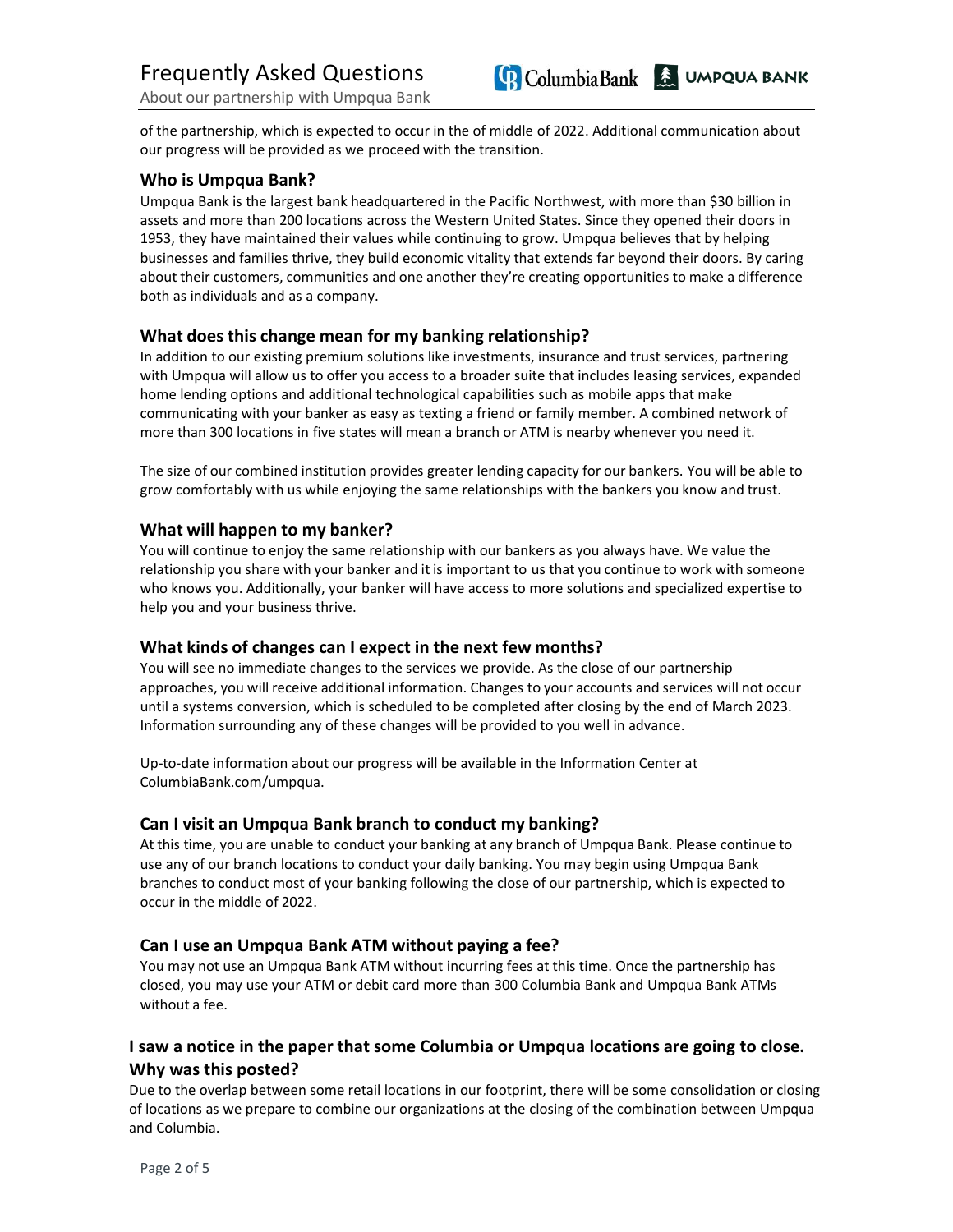of the partnership, which is expected to occur in the of middle of 2022. Additional communication about our progress will be provided as we proceed with the transition.

### Who is Umpqua Bank?

Umpqua Bank is the largest bank headquartered in the Pacific Northwest, with more than $30 billion in assets and more than 200 locations across the Western United States. Since they opened their doors in 1953, they have maintained their values while continuing to grow. Umpqua believes that by helping businesses and families thrive, they build economic vitality that extends far beyond their doors. By caring about their customers, communities and one another they're creating opportunities to make a difference both as individuals and as a company.

### What does this change mean for my banking relationship?

In addition to our existing premium solutions like investments, insurance and trust services, partnering with Umpqua will allow us to offer you access to a broader suite that includes leasing services, expanded home lending options and additional technological capabilities such as mobile apps that make communicating with your banker as easy as texting a friend or family member. A combined network of more than 300 locations in five states will mean a branch or ATM is nearby whenever you need it.

The size of our combined institution provides greater lending capacity for our bankers. You will be able to grow comfortably with us while enjoying the same relationships with the bankers you know and trust.

### What will happen to my banker?

You will continue to enjoy the same relationship with our bankers as you always have. We value the relationship you share with your banker and it is important to us that you continue to work with someone who knows you. Additionally, your banker will have access to more solutions and specialized expertise to help you and your business thrive.

### What kinds of changes can I expect in the next few months?

You will see no immediate changes to the services we provide. As the close of our partnership approaches, you will receive additional information. Changes to your accounts and services will not occur until a systems conversion, which is scheduled to be completed after closing by the end of March 2023. Information surrounding any of these changes will be provided to you well in advance.

Up-to-date information about our progress will be available in the Information Center at ColumbiaBank.com/umpqua.

### Can I visit an Umpqua Bank branch to conduct my banking?

At this time, you are unable to conduct your banking at any branch of Umpqua Bank. Please continue to use any of our branch locations to conduct your daily banking. You may begin using Umpqua Bank branches to conduct most of your banking following the close of our partnership, which is expected to occur in the middle of 2022.

### Can I use an Umpqua Bank ATM without paying a fee?

You may not use an Umpqua Bank ATM without incurring fees at this time. Once the partnership has closed, you may use your ATM or debit card more than 300 Columbia Bank and Umpqua Bank ATMs without a fee.

### I saw a notice in the paper that some Columbia or Umpqua locations are going to close. Why was this posted?

Due to the overlap between some retail locations in our footprint, there will be some consolidation or closing of locations as we prepare to combine our organizations at the closing of the combination between Umpqua and Columbia.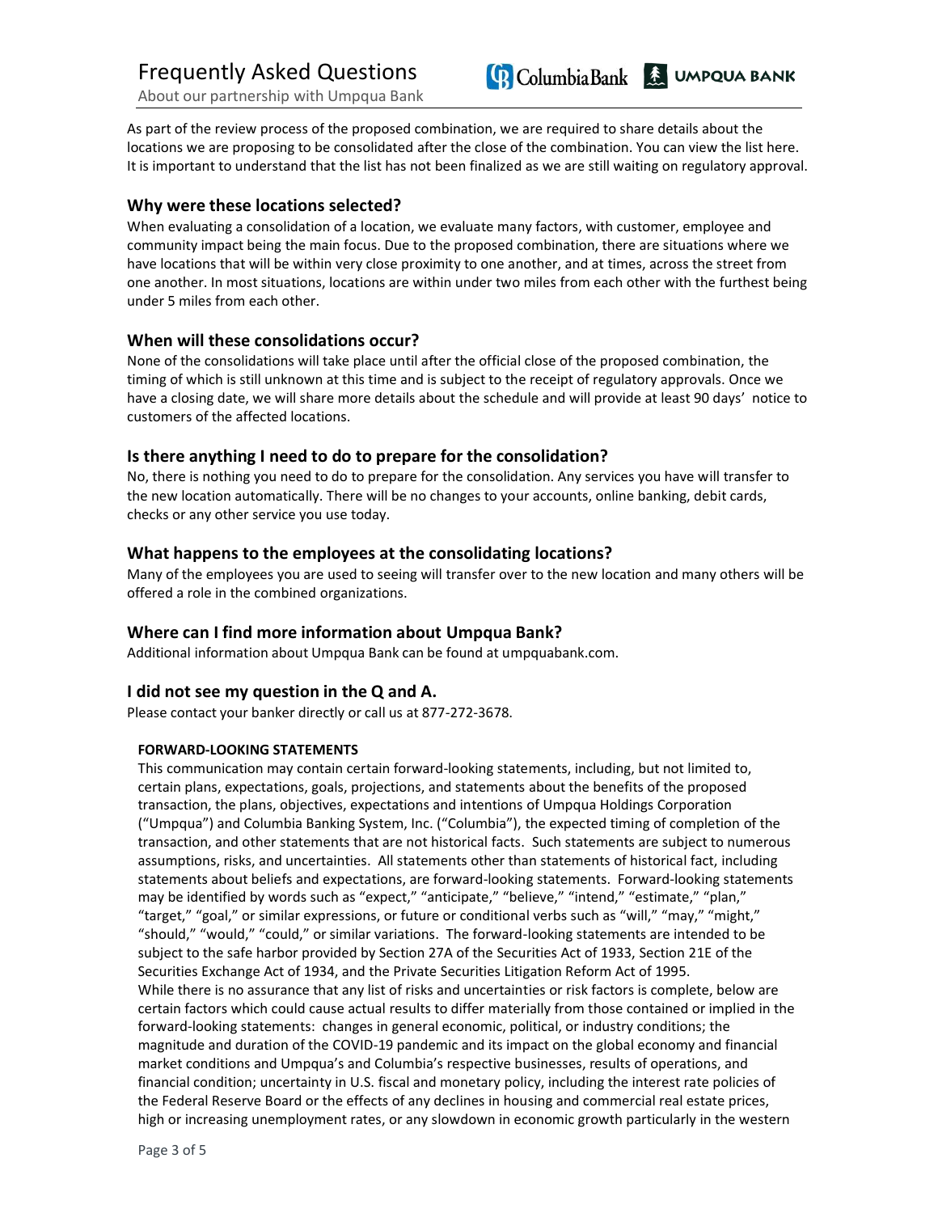As part of the review process of the proposed combination, we are required to share details about the locations we are proposing to be consolidated after the close of the combination. You can view the list here. It is important to understand that the list has not been finalized as we are still waiting on regulatory approval.

## Why were these locations selected?

When evaluating a consolidation of a location, we evaluate many factors, with customer, employee and community impact being the main focus. Due to the proposed combination, there are situations where we have locations that will be within very close proximity to one another, and at times, across the street from one another. In most situations, locations are within under two miles from each other with the furthest being under 5 miles from each other.

## When will these consolidations occur?

None of the consolidations will take place until after the official close of the proposed combination, the timing of which is still unknown at this time and is subject to the receipt of regulatory approvals. Once we have a closing date, we will share more details about the schedule and will provide at least 90 days' notice to customers of the affected locations.

## Is there anything I need to do to prepare for the consolidation?

No, there is nothing you need to do to prepare for the consolidation. Any services you have will transfer to the new location automatically. There will be no changes to your accounts, online banking, debit cards, checks or any other service you use today.

## What happens to the employees at the consolidating locations?

Many of the employees you are used to seeing will transfer over to the new location and many others will be offered a role in the combined organizations.

## Where can I find more information about Umpqua Bank?

Additional information about Umpqua Bank can be found at umpquabank.com.

## I did not see my question in the Q and A.

Please contact your banker directly or call us at 877-272-3678.

**FORWARD-LOOKING STATEMENTS**

This communication may contain certain forward-looking statements, including, but not limited to, certain plans, expectations, goals, projections, and statements about the benefits of the proposed transaction, the plans, objectives, expectations and intentions of Umpqua Holdings Corporation ("Umpqua") and Columbia Banking System, Inc. ("Columbia"), the expected timing of completion of the transaction, and other statements that are not historical facts. Such statements are subject to numerous assumptions, risks, and uncertainties. All statements other than statements of historical fact, including statements about beliefs and expectations, are forward-looking statements. Forward-looking statements may be identified by words such as "expect," "anticipate," "believe," "intend," "estimate," "plan," "target," "goal," or similar expressions, or future or conditional verbs such as "will," "may," "might," "should," "would," "could," or similar variations. The forward-looking statements are intended to be subject to the safe harbor provided by Section 27A of the Securities Act of 1933, Section 21E of the Securities Exchange Act of 1934, and the Private Securities Litigation Reform Act of 1995.

While there is no assurance that any list of risks and uncertainties or risk factors is complete, below are certain factors which could cause actual results to differ materially from those contained or implied in the forward-looking statements: changes in general economic, political, or industry conditions; the magnitude and duration of the COVID-19 pandemic and its impact on the global economy and financial market conditions and Umpqua's and Columbia's respective businesses, results of operations, and financial condition; uncertainty in U.S. fiscal and monetary policy, including the interest rate policies of the Federal Reserve Board or the effects of any declines in housing and commercial real estate prices, high or increasing unemployment rates, or any slowdown in economic growth particularly in the western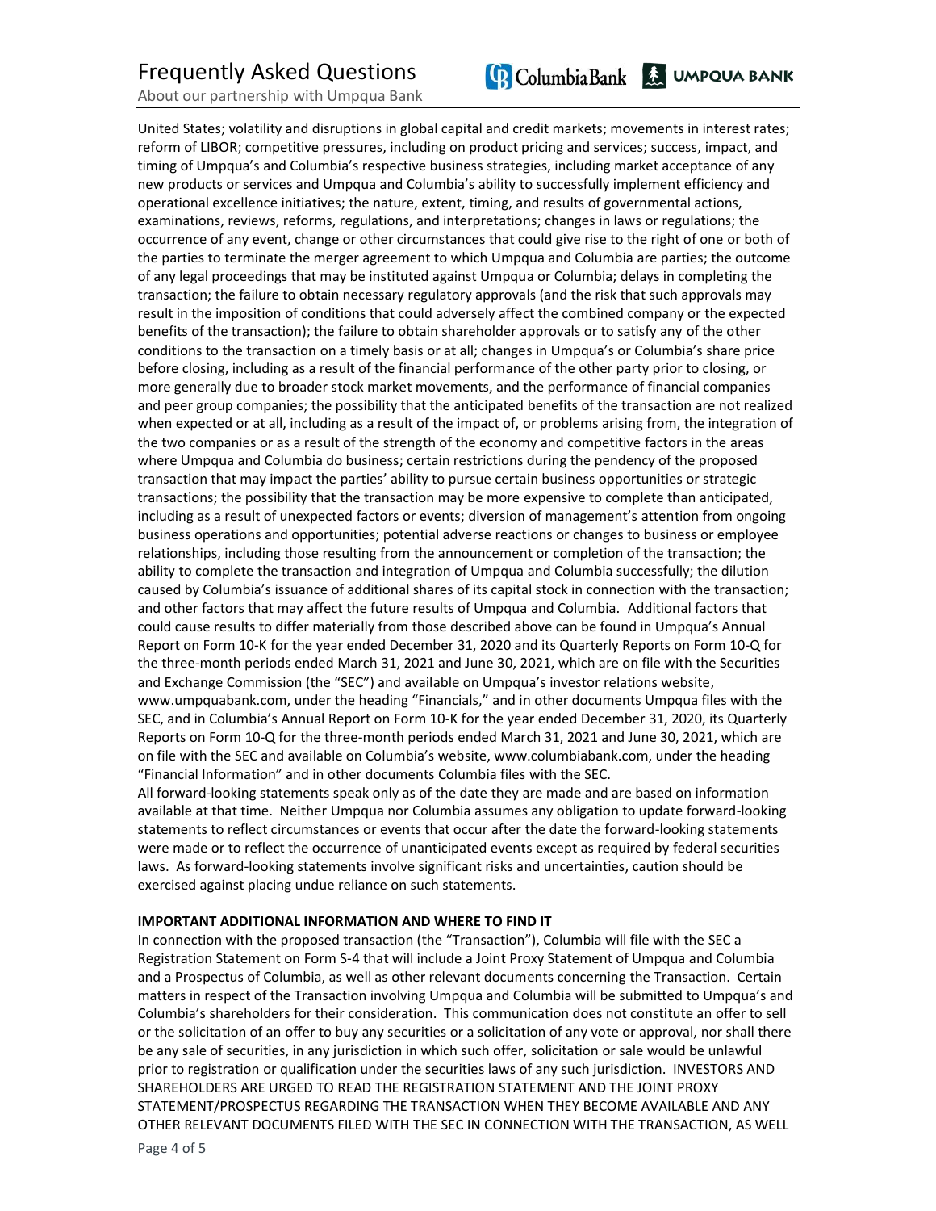United States; volatility and disruptions in global capital and credit markets; movements in interest rates; reform of LIBOR; competitive pressures, including on product pricing and services; success, impact, and timing of Umpqua's and Columbia's respective business strategies, including market acceptance of any new products or services and Umpqua and Columbia's ability to successfully implement efficiency and operational excellence initiatives; the nature, extent, timing, and results of governmental actions, examinations, reviews, reforms, regulations, and interpretations; changes in laws or regulations; the occurrence of any event, change or other circumstances that could give rise to the right of one or both of the parties to terminate the merger agreement to which Umpqua and Columbia are parties; the outcome of any legal proceedings that may be instituted against Umpqua or Columbia; delays in completing the transaction; the failure to obtain necessary regulatory approvals (and the risk that such approvals may result in the imposition of conditions that could adversely affect the combined company or the expected benefits of the transaction); the failure to obtain shareholder approvals or to satisfy any of the other conditions to the transaction on a timely basis or at all; changes in Umpqua's or Columbia's share price before closing, including as a result of the financial performance of the other party prior to closing, or more generally due to broader stock market movements, and the performance of financial companies and peer group companies; the possibility that the anticipated benefits of the transaction are not realized when expected or at all, including as a result of the impact of, or problems arising from, the integration of the two companies or as a result of the strength of the economy and competitive factors in the areas where Umpqua and Columbia do business; certain restrictions during the pendency of the proposed transaction that may impact the parties' ability to pursue certain business opportunities or strategic transactions; the possibility that the transaction may be more expensive to complete than anticipated, including as a result of unexpected factors or events; diversion of management's attention from ongoing business operations and opportunities; potential adverse reactions or changes to business or employee relationships, including those resulting from the announcement or completion of the transaction; the ability to complete the transaction and integration of Umpqua and Columbia successfully; the dilution caused by Columbia's issuance of additional shares of its capital stock in connection with the transaction; and other factors that may affect the future results of Umpqua and Columbia. Additional factors that could cause results to differ materially from those described above can be found in Umpqua's Annual Report on Form 10-K for the year ended December 31, 2020 and its Quarterly Reports on Form 10-Q for the three-month periods ended March 31, 2021 and June 30, 2021, which are on file with the Securities and Exchange Commission (the "SEC") and available on Umpqua's investor relations website, www.umpquabank.com, under the heading "Financials," and in other documents Umpqua files with the SEC, and in Columbia's Annual Report on Form 10-K for the year ended December 31, 2020, its Quarterly Reports on Form 10-Q for the three-month periods ended March 31, 2021 and June 30, 2021, which are on file with the SEC and available on Columbia's website, www.columbiabank.com, under the heading "Financial Information" and in other documents Columbia files with the SEC.

All forward-looking statements speak only as of the date they are made and are based on information available at that time. Neither Umpqua nor Columbia assumes any obligation to update forward-looking statements to reflect circumstances or events that occur after the date the forward-looking statements were made or to reflect the occurrence of unanticipated events except as required by federal securities laws. As forward-looking statements involve significant risks and uncertainties, caution should be exercised against placing undue reliance on such statements.

**IMPORTANT ADDITIONAL INFORMATION AND WHERE TO FIND IT**

In connection with the proposed transaction (the "Transaction"), Columbia will file with the SEC a Registration Statement on Form S-4 that will include a Joint Proxy Statement of Umpqua and Columbia and a Prospectus of Columbia, as well as other relevant documents concerning the Transaction. Certain matters in respect of the Transaction involving Umpqua and Columbia will be submitted to Umpqua's and Columbia's shareholders for their consideration. This communication does not constitute an offer to sell or the solicitation of an offer to buy any securities or a solicitation of any vote or approval, nor shall there be any sale of securities, in any jurisdiction in which such offer, solicitation or sale would be unlawful prior to registration or qualification under the securities laws of any such jurisdiction. INVESTORS AND SHAREHOLDERS ARE URGED TO READ THE REGISTRATION STATEMENT AND THE JOINT PROXY STATEMENT/PROSPECTUS REGARDING THE TRANSACTION WHEN THEY BECOME AVAILABLE AND ANY OTHER RELEVANT DOCUMENTS FILED WITH THE SEC IN CONNECTION WITH THE TRANSACTION, AS WELL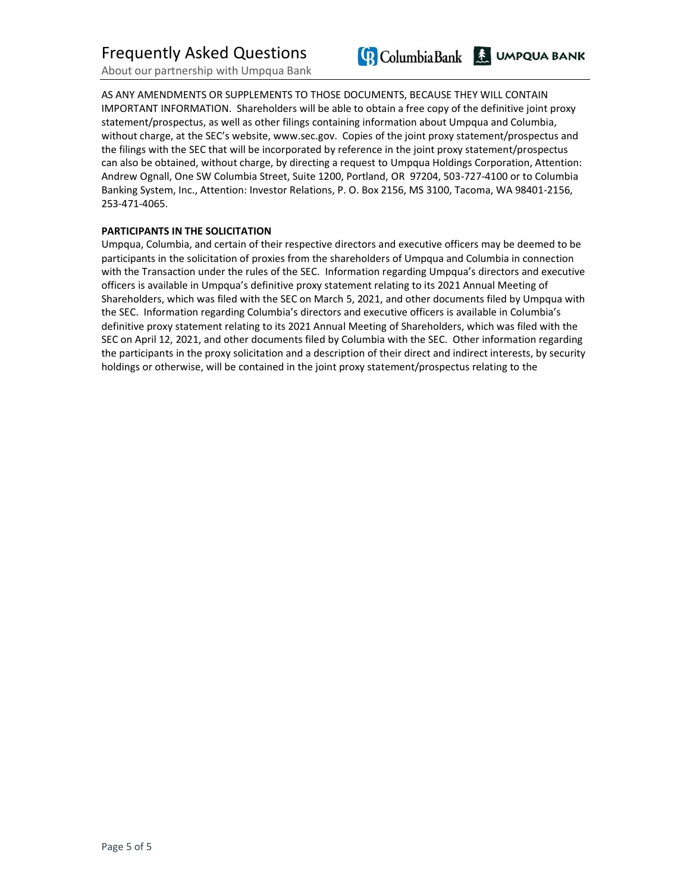AS ANY AMENDMENTS OR SUPPLEMENTS TO THOSE DOCUMENTS, BECAUSE THEY WILL CONTAIN IMPORTANT INFORMATION. Shareholders will be able to obtain a free copy of the definitive joint proxy statement/prospectus, as well as other filings containing information about Umpqua and Columbia, without charge, at the SEC's website, www.sec.gov. Copies of the joint proxy statement/prospectus and the filings with the SEC that will be incorporated by reference in the joint proxy statement/prospectus can also be obtained, without charge, by directing a request to Umpqua Holdings Corporation, Attention: Andrew Ognall, One SW Columbia Street, Suite 1200, Portland, OR 97204, 503-727-4100 or to Columbia Banking System, Inc., Attention: Investor Relations, P. O. Box 2156, MS 3100, Tacoma, WA 98401-2156, 253-471-4065.

**PARTICIPANTS IN THE SOLICITATION**

Umpqua, Columbia, and certain of their respective directors and executive officers may be deemed to be participants in the solicitation of proxies from the shareholders of Umpqua and Columbia in connection with the Transaction under the rules of the SEC. Information regarding Umpqua's directors and executive officers is available in Umpqua's definitive proxy statement relating to its 2021 Annual Meeting of Shareholders, which was filed with the SEC on March 5, 2021, and other documents filed by Umpqua with the SEC. Information regarding Columbia's directors and executive officers is available in Columbia's definitive proxy statement relating to its 2021 Annual Meeting of Shareholders, which was filed with the SEC on April 12, 2021, and other documents filed by Columbia with the SEC. Other information regarding the participants in the proxy solicitation and a description of their direct and indirect interests, by security holdings or otherwise, will be contained in the joint proxy statement/prospectus relating to the